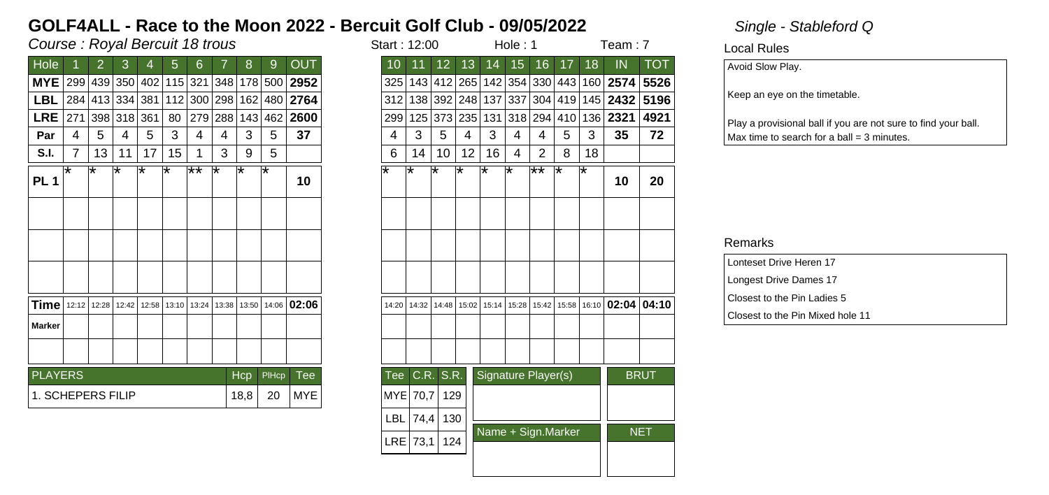# GOLF4ALL - Race to the Moon 2022 - Bercuit Golf Club - 09/05/2022

*Single - Stableford Q*

*Course : Royal Bercuit 18 trous*

Start : 12:00 | Hole : 1 | Team : 7

| Hole | 1 | 2 | 3 | 4 | 5 | 6 | 7 | 8 | 9 | OUT |
|---|---|---|---|---|---|---|---|---|---|---|
| MYE | 299 | 439 | 350 | 402 | 115 | 321 | 348 | 178 | 500 | 2952 |
| LBL | 284 | 413 | 334 | 381 | 112 | 300 | 298 | 162 | 480 | 2764 |
| LRE | 271 | 398 | 318 | 361 | 80 | 279 | 288 | 143 | 462 | 2600 |
| Par | 4 | 5 | 4 | 5 | 3 | 4 | 4 | 3 | 5 | 37 |
| S.I. | 7 | 13 | 11 | 17 | 15 | 1 | 3 | 9 | 5 | |
| PL 1 | * | * | * | * | * | ** | * | * | * | 10 |
| | | | | | | | | | | |
| | | | | | | | | | | |
| | | | | | | | | | | |
| Time | 12:12 | 12:28 | 12:42 | 12:58 | 13:10 | 13:24 | 13:38 | 13:50 | 14:06 | 02:06 |
| Marker | | | | | | | | | | |
| | | | | | | | | | | |

| Hole | 10 | 11 | 12 | 13 | 14 | 15 | 16 | 17 | 18 | IN | TOT |
|---|---|---|---|---|---|---|---|---|---|---|---|
| MYE | 325 | 143 | 412 | 265 | 142 | 354 | 330 | 443 | 160 | 2574 | 5526 |
| LBL | 312 | 138 | 392 | 248 | 137 | 337 | 304 | 419 | 145 | 2432 | 5196 |
| LRE | 299 | 125 | 373 | 235 | 131 | 318 | 294 | 410 | 136 | 2321 | 4921 |
| Par | 4 | 3 | 5 | 4 | 3 | 4 | 4 | 5 | 3 | 35 | 72 |
| S.I. | 6 | 14 | 10 | 12 | 16 | 4 | 2 | 8 | 18 | | |
| PL 1 | * | * | * | * | * | * | ** | * | * | 10 | 20 |
| | | | | | | | | | | | |
| | | | | | | | | | | | |
| | | | | | | | | | | | |
| Time | 14:20 | 14:32 | 14:48 | 15:02 | 15:14 | 15:28 | 15:42 | 15:58 | 16:10 | 02:04 | 04:10 |
| Marker | | | | | | | | | | | |
| | | | | | | | | | | | |

| PLAYERS | Hcp | PlHcp | Tee |
|---|---|---|---|
| 1. SCHEPERS FILIP | 18,8 | 20 | MYE |

| Tee | C.R. | S.R. |
|---|---|---|
| MYE | 70,7 | 129 |
| LBL | 74,4 | 130 |
| LRE | 73,1 | 124 |

Signature Player(s)

Name + Sign.Marker

BRUT

NET

## Local Rules

Avoid Slow Play.

Keep an eye on the timetable.

Play a provisional ball if you are not sure to find your ball.
Max time to search for a ball = 3 minutes.

## Remarks

Lonteset Drive Heren 17

Longest Drive Dames 17

Closest to the Pin Ladies 5

Closest to the Pin Mixed hole 11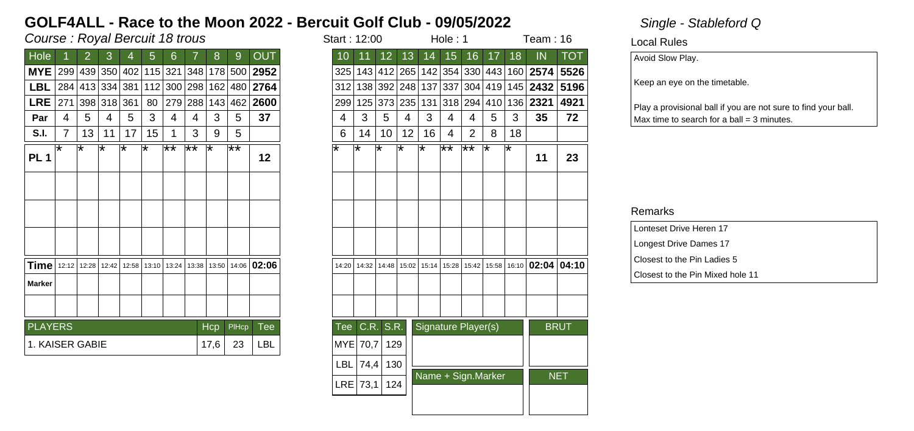# GOLF4ALL - Race to the Moon 2022 - Bercuit Golf Club - 09/05/2022

*Single - Stableford Q*

*Course : Royal Bercuit 18 trous*

Start : 12:00 | Hole : 1 | Team : 16

| Hole | 1 | 2 | 3 | 4 | 5 | 6 | 7 | 8 | 9 | OUT |
|---|---|---|---|---|---|---|---|---|---|---|
| MYE | 299 | 439 | 350 | 402 | 115 | 321 | 348 | 178 | 500 | 2952 |
| LBL | 284 | 413 | 334 | 381 | 112 | 300 | 298 | 162 | 480 | 2764 |
| LRE | 271 | 398 | 318 | 361 | 80 | 279 | 288 | 143 | 462 | 2600 |
| Par | 4 | 5 | 4 | 5 | 3 | 4 | 4 | 3 | 5 | 37 |
| S.I. | 7 | 13 | 11 | 17 | 15 | 1 | 3 | 9 | 5 | |
| PL 1 | * | * | * | * | * | ** | ** | * | ** | 12 |
| | | | | | | | | | | |
| | | | | | | | | | | |
| | | | | | | | | | | |
| Time | 12:12 | 12:28 | 12:42 | 12:58 | 13:10 | 13:24 | 13:38 | 13:50 | 14:06 | 02:06 |
| Marker | | | | | | | | | | |
| | | | | | | | | | | |

| Hole | 10 | 11 | 12 | 13 | 14 | 15 | 16 | 17 | 18 | IN | TOT |
|---|---|---|---|---|---|---|---|---|---|---|---|
| MYE | 325 | 143 | 412 | 265 | 142 | 354 | 330 | 443 | 160 | 2574 | 5526 |
| LBL | 312 | 138 | 392 | 248 | 137 | 337 | 304 | 419 | 145 | 2432 | 5196 |
| LRE | 299 | 125 | 373 | 235 | 131 | 318 | 294 | 410 | 136 | 2321 | 4921 |
| Par | 4 | 3 | 5 | 4 | 3 | 4 | 4 | 5 | 3 | 35 | 72 |
| S.I. | 6 | 14 | 10 | 12 | 16 | 4 | 2 | 8 | 18 | | |
| PL 1 | * | * | * | * | * | ** | ** | * | * | 11 | 23 |
| | | | | | | | | | | | |
| | | | | | | | | | | | |
| | | | | | | | | | | | |
| Time | 14:20 | 14:32 | 14:48 | 15:02 | 15:14 | 15:28 | 15:42 | 15:58 | 16:10 | 02:04 | 04:10 |
| Marker | | | | | | | | | | | |
| | | | | | | | | | | | |

| PLAYERS | Hcp | PlHcp | Tee |
|---|---|---|---|
| 1. KAISER GABIE | 17,6 | 23 | LBL |

| Tee | C.R. | S.R. |
|---|---|---|
| MYE | 70,7 | 129 |
| LBL | 74,4 | 130 |
| LRE | 73,1 | 124 |

Signature Player(s) | BRUT

Name + Sign.Marker | NET

## Local Rules

Avoid Slow Play.

Keep an eye on the timetable.

Play a provisional ball if you are not sure to find your ball.
Max time to search for a ball = 3 minutes.

## Remarks

Lonteset Drive Heren 17

Longest Drive Dames 17

Closest to the Pin Ladies 5

Closest to the Pin Mixed hole 11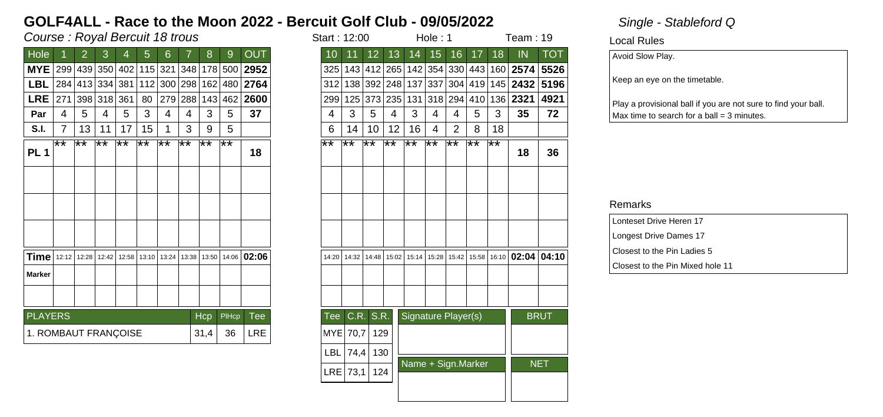# GOLF4ALL - Race to the Moon 2022 - Bercuit Golf Club - 09/05/2022

*Single - Stableford Q*

*Course : Royal Bercuit 18 trous*

Start : 12:00 | Hole : 1 | Team : 19

| Hole | 1 | 2 | 3 | 4 | 5 | 6 | 7 | 8 | 9 | OUT | 10 | 11 | 12 | 13 | 14 | 15 | 16 | 17 | 18 | IN | TOT |
|---|---|---|---|---|---|---|---|---|---|---|---|---|---|---|---|---|---|---|---|---|---|
| **MYE** | 299 | 439 | 350 | 402 | 115 | 321 | 348 | 178 | 500 | **2952** | 325 | 143 | 412 | 265 | 142 | 354 | 330 | 443 | 160 | **2574** | **5526** |
| **LBL** | 284 | 413 | 334 | 381 | 112 | 300 | 298 | 162 | 480 | **2764** | 312 | 138 | 392 | 248 | 137 | 337 | 304 | 419 | 145 | **2432** | **5196** |
| **LRE** | 271 | 398 | 318 | 361 | 80 | 279 | 288 | 143 | 462 | **2600** | 299 | 125 | 373 | 235 | 131 | 318 | 294 | 410 | 136 | **2321** | **4921** |
| **Par** | 4 | 5 | 4 | 5 | 3 | 4 | 4 | 3 | 5 | **37** | 4 | 3 | 5 | 4 | 3 | 4 | 4 | 5 | 3 | **35** | **72** |
| **S.I.** | 7 | 13 | 11 | 17 | 15 | 1 | 3 | 9 | 5 | | 6 | 14 | 10 | 12 | 16 | 4 | 2 | 8 | 18 | | |
| **PL 1** | ** | ** | ** | ** | ** | ** | ** | ** | ** | 18 | ** | ** | ** | ** | ** | ** | ** | ** | ** | 18 | 36 |
| | | | | | | | | | | | | | | | | | | | | | |
| | | | | | | | | | | | | | | | | | | | | | |
| | | | | | | | | | | | | | | | | | | | | | |
| **Time** | 12:12 | 12:28 | 12:42 | 12:58 | 13:10 | 13:24 | 13:38 | 13:50 | 14:06 | **02:06** | 14:20 | 14:32 | 14:48 | 15:02 | 15:14 | 15:28 | 15:42 | 15:58 | 16:10 | **02:04** | **04:10** |
| **Marker** | | | | | | | | | | | | | | | | | | | | | |
| | | | | | | | | | | | | | | | | | | | | | |

| PLAYERS | Hcp | PlHcp | Tee |
|---|---|---|---|
| 1. ROMBAUT FRANÇOISE | 31,4 | 36 | LRE |

| Tee | C.R. | S.R. |
|---|---|---|
| MYE | 70,7 | 129 |
| LBL | 74,4 | 130 |
| LRE | 73,1 | 124 |

Signature Player(s) | BRUT

Name + Sign.Marker | NET

## Local Rules

Avoid Slow Play.

Keep an eye on the timetable.

Play a provisional ball if you are not sure to find your ball.
Max time to search for a ball = 3 minutes.

## Remarks

Lonteset Drive Heren 17
Longest Drive Dames 17
Closest to the Pin Ladies 5
Closest to the Pin Mixed hole 11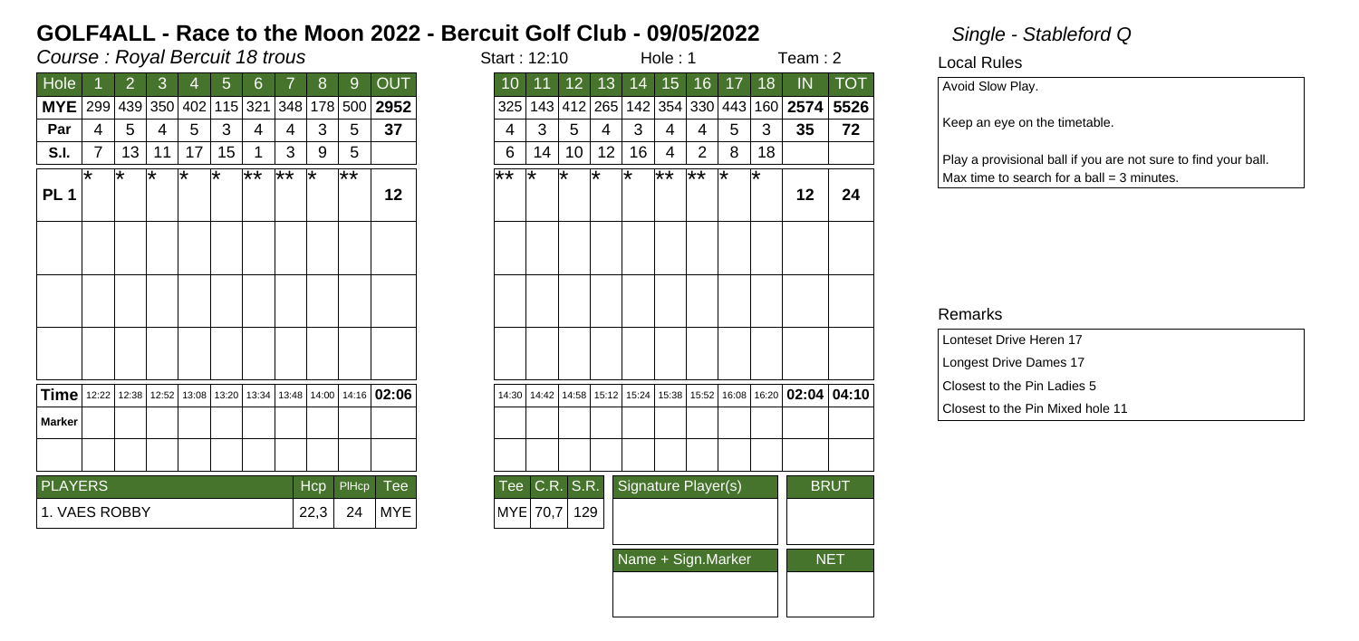# GOLF4ALL - Race to the Moon 2022 - Bercuit Golf Club - 09/05/2022

*Single - Stableford Q*

*Course : Royal Bercuit 18 trous*

Start : 12:10 Hole : 1 Team : 2

| Hole | 1 | 2 | 3 | 4 | 5 | 6 | 7 | 8 | 9 | OUT |
|---|---|---|---|---|---|---|---|---|---|---|
| **MYE** | 299 | 439 | 350 | 402 | 115 | 321 | 348 | 178 | 500 | **2952** |
| **Par** | 4 | 5 | 4 | 5 | 3 | 4 | 4 | 3 | 5 | **37** |
| **S.I.** | 7 | 13 | 11 | 17 | 15 | 1 | 3 | 9 | 5 | |
| **PL 1** | * | * | * | * | * | ** | ** | * | ** | **12** |
| | | | | | | | | | | |
| | | | | | | | | | | |
| | | | | | | | | | | |
| **Time** | 12:22 | 12:38 | 12:52 | 13:08 | 13:20 | 13:34 | 13:48 | 14:00 | 14:16 | **02:06** |
| **Marker** | | | | | | | | | | |
| | | | | | | | | | | |

| Hole | 10 | 11 | 12 | 13 | 14 | 15 | 16 | 17 | 18 | IN | TOT |
|---|---|---|---|---|---|---|---|---|---|---|---|
| **MYE** | 325 | 143 | 412 | 265 | 142 | 354 | 330 | 443 | 160 | **2574** | **5526** |
| **Par** | 4 | 3 | 5 | 4 | 3 | 4 | 4 | 5 | 3 | **35** | **72** |
| **S.I.** | 6 | 14 | 10 | 12 | 16 | 4 | 2 | 8 | 18 | | |
| **PL 1** | ** | * | * | * | * | ** | ** | * | * | **12** | **24** |
| | | | | | | | | | | | |
| | | | | | | | | | | | |
| | | | | | | | | | | | |
| **Time** | 14:30 | 14:42 | 14:58 | 15:12 | 15:24 | 15:38 | 15:52 | 16:08 | 16:20 | **02:04** | **04:10** |
| **Marker** | | | | | | | | | | | |
| | | | | | | | | | | | |

| PLAYERS | Hcp | PlHcp | Tee |
|---|---|---|---|
| 1. VAES ROBBY | 22,3 | 24 | MYE |

| Tee | C.R. | S.R. | Signature Player(s) | BRUT |
|---|---|---|---|---|
| MYE | 70,7 | 129 | | |
| | | | **Name + Sign.Marker** | **NET** |
| | | | | |

### Local Rules

Avoid Slow Play.

Keep an eye on the timetable.

Play a provisional ball if you are not sure to find your ball.
Max time to search for a ball = 3 minutes.

### Remarks

Lonteset Drive Heren 17
Longest Drive Dames 17
Closest to the Pin Ladies 5
Closest to the Pin Mixed hole 11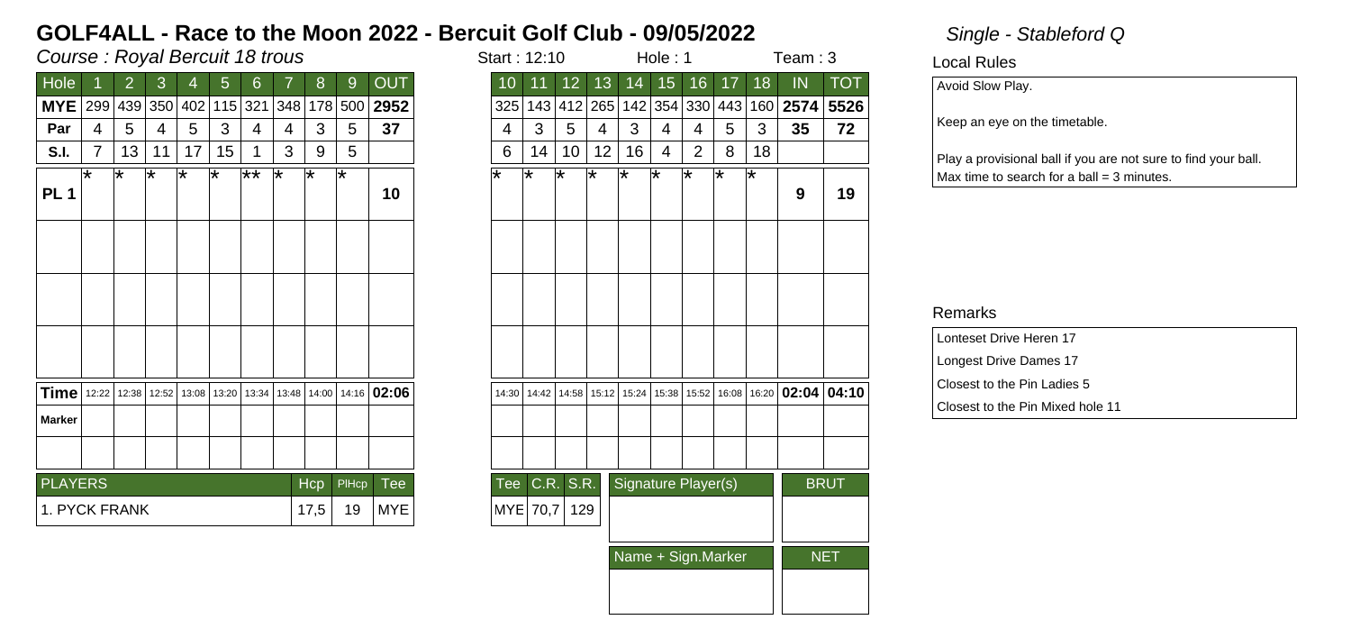# GOLF4ALL - Race to the Moon 2022 - Bercuit Golf Club - 09/05/2022

*Single - Stableford Q*

*Course : Royal Bercuit 18 trous*

Start : 12:10    Hole : 1    Team : 3

| Hole | 1 | 2 | 3 | 4 | 5 | 6 | 7 | 8 | 9 | OUT |
|---|---|---|---|---|---|---|---|---|---|---|
| **MYE** | 299 | 439 | 350 | 402 | 115 | 321 | 348 | 178 | 500 | **2952** |
| **Par** | 4 | 5 | 4 | 5 | 3 | 4 | 4 | 3 | 5 | **37** |
| **S.I.** | 7 | 13 | 11 | 17 | 15 | 1 | 3 | 9 | 5 | |
| **PL 1** | * | * | * | * | * | ** | * | * | * | **10** |
| | | | | | | | | | | |
| | | | | | | | | | | |
| | | | | | | | | | | |
| **Time** | 12:22 | 12:38 | 12:52 | 13:08 | 13:20 | 13:34 | 13:48 | 14:00 | 14:16 | **02:06** |
| **Marker** | | | | | | | | | | |
| | | | | | | | | | | |

| Hole | 10 | 11 | 12 | 13 | 14 | 15 | 16 | 17 | 18 | IN | TOT |
|---|---|---|---|---|---|---|---|---|---|---|---|
| **MYE** | 325 | 143 | 412 | 265 | 142 | 354 | 330 | 443 | 160 | **2574** | **5526** |
| **Par** | 4 | 3 | 5 | 4 | 3 | 4 | 4 | 5 | 3 | **35** | **72** |
| **S.I.** | 6 | 14 | 10 | 12 | 16 | 4 | 2 | 8 | 18 | | |
| **PL 1** | * | * | * | * | * | * | * | * | * | **9** | **19** |
| | | | | | | | | | | | |
| | | | | | | | | | | | |
| | | | | | | | | | | | |
| **Time** | 14:30 | 14:42 | 14:58 | 15:12 | 15:24 | 15:38 | 15:52 | 16:08 | 16:20 | **02:04** | **04:10** |
| **Marker** | | | | | | | | | | | |
| | | | | | | | | | | | |

| PLAYERS | Hcp | PlHcp | Tee | C.R. | S.R. |
|---|---|---|---|---|---|
| 1. PYCK FRANK | 17,5 | 19 | MYE | 70,7 | 129 |

| Signature Player(s) | BRUT |
|---|---|
| | |

| Name + Sign.Marker | NET |
|---|---|
| | |

**Local Rules**

Avoid Slow Play.

Keep an eye on the timetable.

Play a provisional ball if you are not sure to find your ball.
Max time to search for a ball = 3 minutes.

**Remarks**

Lonteset Drive Heren 17

Longest Drive Dames 17

Closest to the Pin Ladies 5

Closest to the Pin Mixed hole 11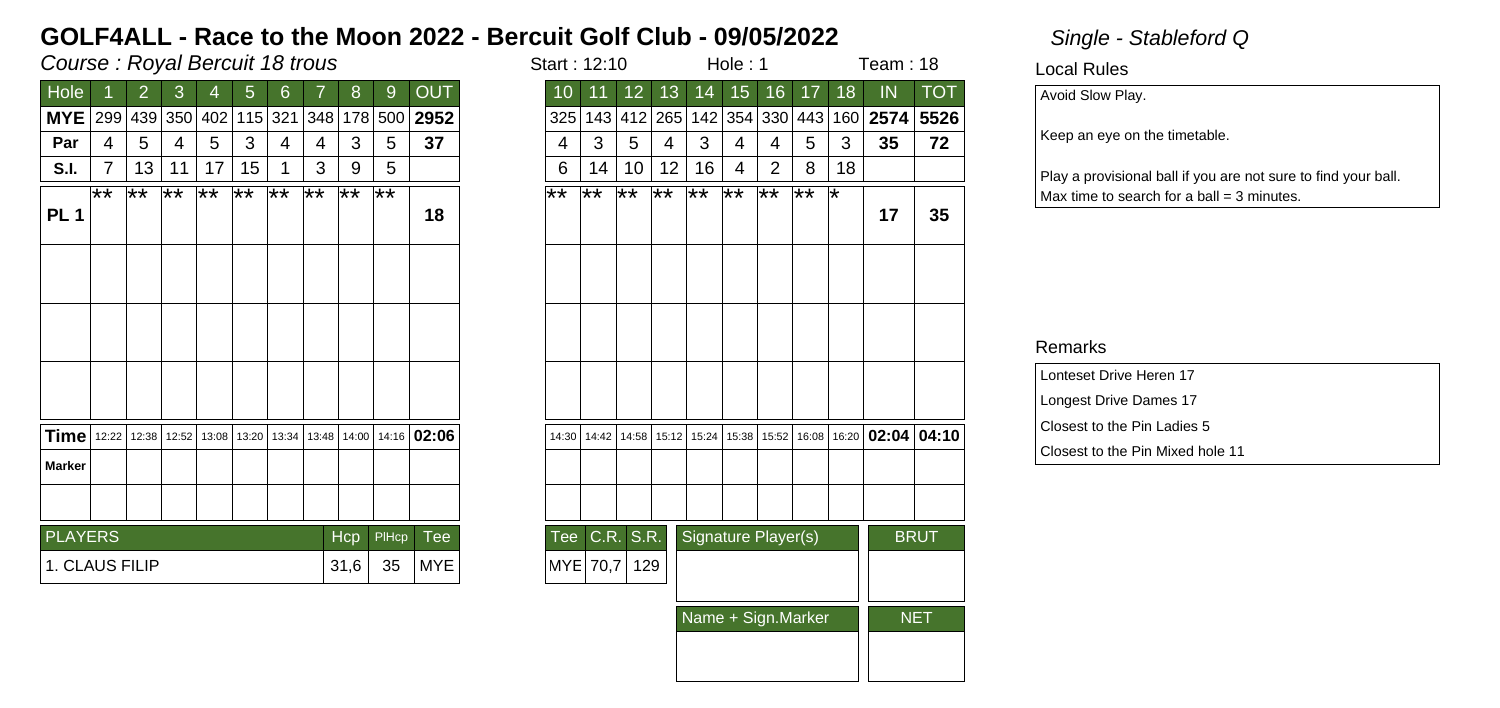# GOLF4ALL - Race to the Moon 2022 - Bercuit Golf Club - 09/05/2022

*Single - Stableford Q*

*Course : Royal Bercuit 18 trous*

Start : 12:10 Hole : 1 Team : 18

| Hole | 1 | 2 | 3 | 4 | 5 | 6 | 7 | 8 | 9 | OUT |
|---|---|---|---|---|---|---|---|---|---|---|
| MYE | 299 | 439 | 350 | 402 | 115 | 321 | 348 | 178 | 500 | 2952 |
| Par | 4 | 5 | 4 | 5 | 3 | 4 | 4 | 3 | 5 | 37 |
| S.I. | 7 | 13 | 11 | 17 | 15 | 1 | 3 | 9 | 5 | |
| PL 1 | ** | ** | ** | ** | ** | ** | ** | ** | ** | 18 |
| | | | | | | | | | | |
| | | | | | | | | | | |
| | | | | | | | | | | |
| Time | 12:22 | 12:38 | 12:52 | 13:08 | 13:20 | 13:34 | 13:48 | 14:00 | 14:16 | 02:06 |
| Marker | | | | | | | | | | |
| | | | | | | | | | | |

| Hole | 10 | 11 | 12 | 13 | 14 | 15 | 16 | 17 | 18 | IN | TOT |
|---|---|---|---|---|---|---|---|---|---|---|---|
| MYE | 325 | 143 | 412 | 265 | 142 | 354 | 330 | 443 | 160 | 2574 | 5526 |
| Par | 4 | 3 | 5 | 4 | 3 | 4 | 4 | 5 | 3 | 35 | 72 |
| S.I. | 6 | 14 | 10 | 12 | 16 | 4 | 2 | 8 | 18 | | |
| PL 1 | ** | ** | ** | ** | ** | ** | ** | ** | * | 17 | 35 |
| | | | | | | | | | | | |
| | | | | | | | | | | | |
| | | | | | | | | | | | |
| Time | 14:30 | 14:42 | 14:58 | 15:12 | 15:24 | 15:38 | 15:52 | 16:08 | 16:20 | 02:04 | 04:10 |
| Marker | | | | | | | | | | | |
| | | | | | | | | | | | |

| PLAYERS | Hcp | PlHcp | Tee | Tee | C.R. | S.R. |
|---|---|---|---|---|---|---|
| 1. CLAUS FILIP | 31,6 | 35 | MYE | MYE | 70,7 | 129 |

| Signature Player(s) | BRUT |
|---|---|
| | |
| **Name + Sign.Marker** | **NET** |
| | |

## Local Rules

Avoid Slow Play.

Keep an eye on the timetable.

Play a provisional ball if you are not sure to find your ball.
Max time to search for a ball = 3 minutes.

## Remarks

Lonteset Drive Heren 17

Longest Drive Dames 17

Closest to the Pin Ladies 5

Closest to the Pin Mixed hole 11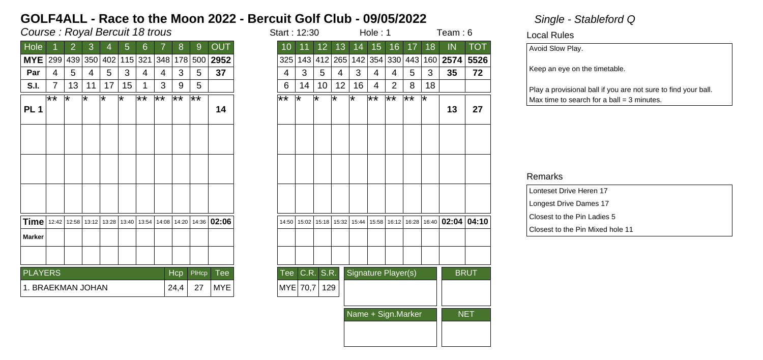# GOLF4ALL - Race to the Moon 2022 - Bercuit Golf Club - 09/05/2022

*Single - Stableford Q*

*Course : Royal Bercuit 18 trous*

Start : 12:30 | Hole : 1 | Team : 6

| Hole | 1 | 2 | 3 | 4 | 5 | 6 | 7 | 8 | 9 | OUT |
|---|---|---|---|---|---|---|---|---|---|---|
| MYE | 299 | 439 | 350 | 402 | 115 | 321 | 348 | 178 | 500 | 2952 |
| Par | 4 | 5 | 4 | 5 | 3 | 4 | 4 | 3 | 5 | 37 |
| S.I. | 7 | 13 | 11 | 17 | 15 | 1 | 3 | 9 | 5 | |
| PL 1 | ** | * | * | * | * | ** | ** | ** | ** | 14 |
| | | | | | | | | | | |
| | | | | | | | | | | |
| | | | | | | | | | | |
| Time | 12:42 | 12:58 | 13:12 | 13:28 | 13:40 | 13:54 | 14:08 | 14:20 | 14:36 | 02:06 |
| Marker | | | | | | | | | | |
| | | | | | | | | | | |

| Hole | 10 | 11 | 12 | 13 | 14 | 15 | 16 | 17 | 18 | IN | TOT |
|---|---|---|---|---|---|---|---|---|---|---|---|
| MYE | 325 | 143 | 412 | 265 | 142 | 354 | 330 | 443 | 160 | 2574 | 5526 |
| Par | 4 | 3 | 5 | 4 | 3 | 4 | 4 | 5 | 3 | 35 | 72 |
| S.I. | 6 | 14 | 10 | 12 | 16 | 4 | 2 | 8 | 18 | | |
| PL 1 | ** | * | * | * | * | ** | ** | ** | * | 13 | 27 |
| | | | | | | | | | | | |
| | | | | | | | | | | | |
| | | | | | | | | | | | |
| Time | 14:50 | 15:02 | 15:18 | 15:32 | 15:44 | 15:58 | 16:12 | 16:28 | 16:40 | 02:04 | 04:10 |
| Marker | | | | | | | | | | | |
| | | | | | | | | | | | |

| PLAYERS | Hcp | PlHcp | Tee |
|---|---|---|---|
| 1. BRAEKMAN JOHAN | 24,4 | 27 | MYE |

| Tee | C.R. | S.R. | Signature Player(s) | BRUT |
|---|---|---|---|---|
| MYE | 70,7 | 129 | | |
| | | | Name + Sign.Marker | NET |
| | | | | |

## Local Rules

Avoid Slow Play.

Keep an eye on the timetable.

Play a provisional ball if you are not sure to find your ball.
Max time to search for a ball = 3 minutes.

## Remarks

Lonteset Drive Heren 17
Longest Drive Dames 17
Closest to the Pin Ladies 5
Closest to the Pin Mixed hole 11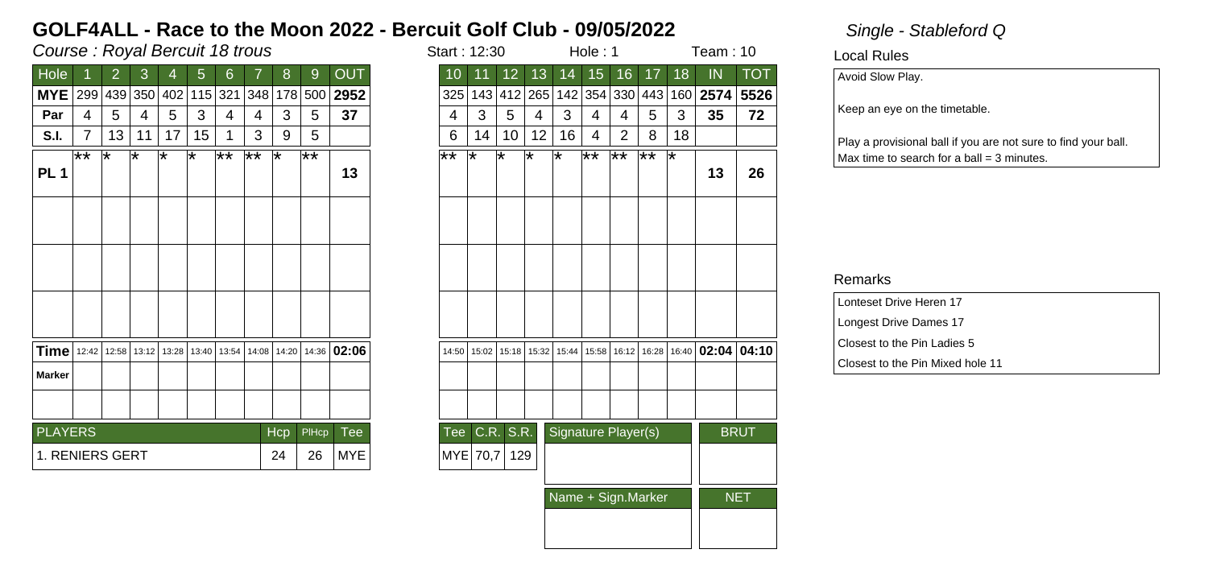# GOLF4ALL - Race to the Moon 2022 - Bercuit Golf Club - 09/05/2022

*Single - Stableford Q*

*Course : Royal Bercuit 18 trous*

Start : 12:30 | Hole : 1 | Team : 10

| Hole | 1 | 2 | 3 | 4 | 5 | 6 | 7 | 8 | 9 | OUT |
|---|---|---|---|---|---|---|---|---|---|---|
| **MYE** | 299 | 439 | 350 | 402 | 115 | 321 | 348 | 178 | 500 | **2952** |
| **Par** | 4 | 5 | 4 | 5 | 3 | 4 | 4 | 3 | 5 | **37** |
| **S.I.** | 7 | 13 | 11 | 17 | 15 | 1 | 3 | 9 | 5 | |
| **PL 1** | ** | * | * | * | * | ** | ** | * | ** | **13** |
| | | | | | | | | | | |
| | | | | | | | | | | |
| | | | | | | | | | | |
| **Time** | 12:42 | 12:58 | 13:12 | 13:28 | 13:40 | 13:54 | 14:08 | 14:20 | 14:36 | **02:06** |
| **Marker** | | | | | | | | | | |
| | | | | | | | | | | |

| Hole | 10 | 11 | 12 | 13 | 14 | 15 | 16 | 17 | 18 | IN | TOT |
|---|---|---|---|---|---|---|---|---|---|---|---|
| **MYE** | 325 | 143 | 412 | 265 | 142 | 354 | 330 | 443 | 160 | **2574** | **5526** |
| **Par** | 4 | 3 | 5 | 4 | 3 | 4 | 4 | 5 | 3 | **35** | **72** |
| **S.I.** | 6 | 14 | 10 | 12 | 16 | 4 | 2 | 8 | 18 | | |
| **PL 1** | ** | * | * | * | * | ** | ** | ** | * | **13** | **26** |
| | | | | | | | | | | | |
| | | | | | | | | | | | |
| | | | | | | | | | | | |
| **Time** | 14:50 | 15:02 | 15:18 | 15:32 | 15:44 | 15:58 | 16:12 | 16:28 | 16:40 | **02:04** | **04:10** |
| **Marker** | | | | | | | | | | | |
| | | | | | | | | | | | |

| PLAYERS | Hcp | PlHcp | Tee |
|---|---|---|---|
| 1. RENIERS GERT | 24 | 26 | MYE |

| Tee | C.R. | S.R. | Signature Player(s) | BRUT |
|---|---|---|---|---|
| MYE | 70,7 | 129 | | |
| | | | **Name + Sign.Marker** | **NET** |
| | | | | |

## Local Rules

Avoid Slow Play.

Keep an eye on the timetable.

Play a provisional ball if you are not sure to find your ball.
Max time to search for a ball = 3 minutes.

## Remarks

Lonteset Drive Heren 17
Longest Drive Dames 17
Closest to the Pin Ladies 5
Closest to the Pin Mixed hole 11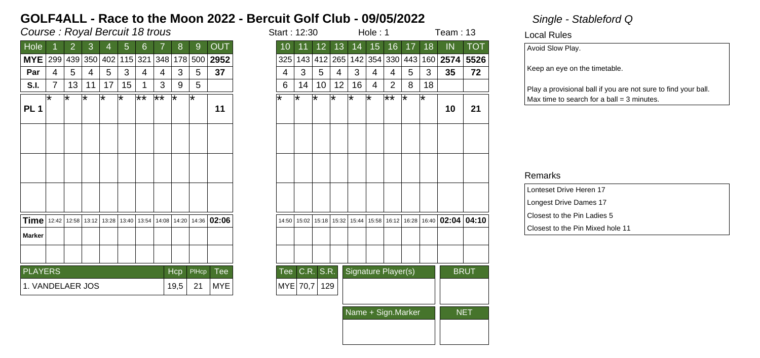# GOLF4ALL - Race to the Moon 2022 - Bercuit Golf Club - 09/05/2022

*Single - Stableford Q*

*Course : Royal Bercuit 18 trous*

Start : 12:30 | Hole : 1 | Team : 13

| Hole | 1 | 2 | 3 | 4 | 5 | 6 | 7 | 8 | 9 | OUT |
|---|---|---|---|---|---|---|---|---|---|---|
| **MYE** | 299 | 439 | 350 | 402 | 115 | 321 | 348 | 178 | 500 | **2952** |
| **Par** | 4 | 5 | 4 | 5 | 3 | 4 | 4 | 3 | 5 | **37** |
| **S.I.** | 7 | 13 | 11 | 17 | 15 | 1 | 3 | 9 | 5 | |
| **PL 1** | * | * | * | * | * | ** | ** | * | * | **11** |
| | | | | | | | | | | |
| | | | | | | | | | | |
| | | | | | | | | | | |
| **Time** | 12:42 | 12:58 | 13:12 | 13:28 | 13:40 | 13:54 | 14:08 | 14:20 | 14:36 | **02:06** |
| **Marker** | | | | | | | | | | |
| | | | | | | | | | | |

| Hole | 10 | 11 | 12 | 13 | 14 | 15 | 16 | 17 | 18 | IN | TOT |
|---|---|---|---|---|---|---|---|---|---|---|---|
| **MYE** | 325 | 143 | 412 | 265 | 142 | 354 | 330 | 443 | 160 | **2574** | **5526** |
| **Par** | 4 | 3 | 5 | 4 | 3 | 4 | 4 | 5 | 3 | **35** | **72** |
| **S.I.** | 6 | 14 | 10 | 12 | 16 | 4 | 2 | 8 | 18 | | |
| **PL 1** | * | * | * | * | * | * | ** | * | * | **10** | **21** |
| | | | | | | | | | | | |
| | | | | | | | | | | | |
| | | | | | | | | | | | |
| **Time** | 14:50 | 15:02 | 15:18 | 15:32 | 15:44 | 15:58 | 16:12 | 16:28 | 16:40 | **02:04** | **04:10** |
| **Marker** | | | | | | | | | | | |
| | | | | | | | | | | | |

| PLAYERS | Hcp | PlHcp | Tee | Tee | C.R. | S.R. | Signature Player(s) | BRUT |
|---|---|---|---|---|---|---|---|---|
| 1. VANDELAER JOS | 19,5 | 21 | MYE | MYE | 70,7 | 129 | | |

| Name + Sign.Marker | NET |
|---|---|
| | |

## Local Rules

Avoid Slow Play.

Keep an eye on the timetable.

Play a provisional ball if you are not sure to find your ball.
Max time to search for a ball = 3 minutes.

## Remarks

Lonteset Drive Heren 17
Longest Drive Dames 17
Closest to the Pin Ladies 5
Closest to the Pin Mixed hole 11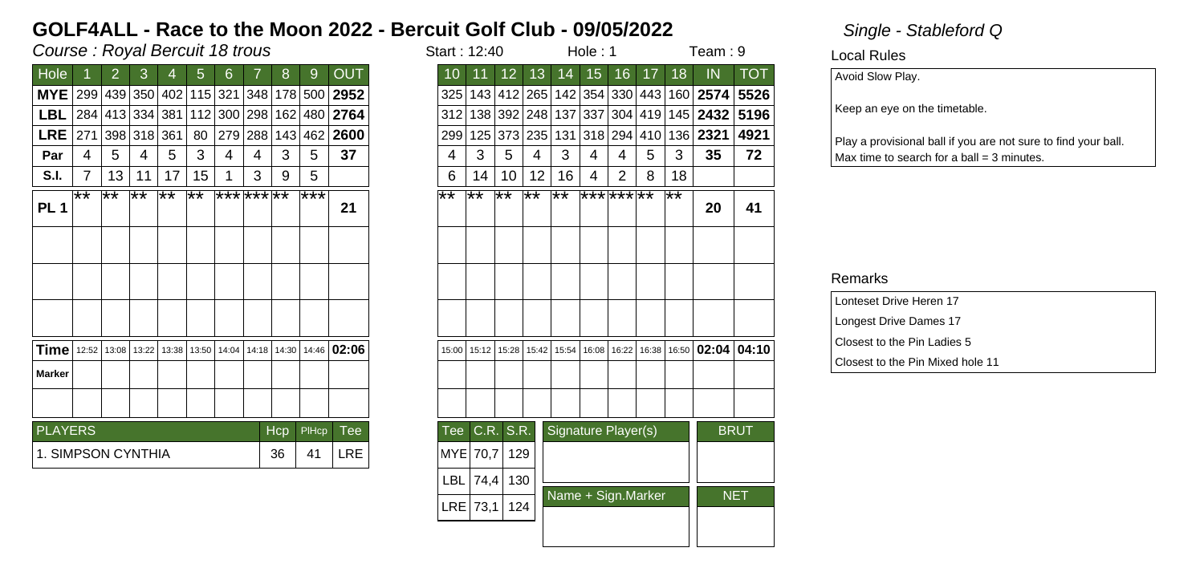# GOLF4ALL - Race to the Moon 2022 - Bercuit Golf Club - 09/05/2022

*Single - Stableford Q*

*Course : Royal Bercuit 18 trous*

Start : 12:40 | Hole : 1 | Team : 9

| Hole | 1 | 2 | 3 | 4 | 5 | 6 | 7 | 8 | 9 | OUT | 10 | 11 | 12 | 13 | 14 | 15 | 16 | 17 | 18 | IN | TOT |
|---|---|---|---|---|---|---|---|---|---|---|---|---|---|---|---|---|---|---|---|---|---|
| **MYE** | 299 | 439 | 350 | 402 | 115 | 321 | 348 | 178 | 500 | **2952** | 325 | 143 | 412 | 265 | 142 | 354 | 330 | 443 | 160 | **2574** | **5526** |
| **LBL** | 284 | 413 | 334 | 381 | 112 | 300 | 298 | 162 | 480 | **2764** | 312 | 138 | 392 | 248 | 137 | 337 | 304 | 419 | 145 | **2432** | **5196** |
| **LRE** | 271 | 398 | 318 | 361 | 80 | 279 | 288 | 143 | 462 | **2600** | 299 | 125 | 373 | 235 | 131 | 318 | 294 | 410 | 136 | **2321** | **4921** |
| **Par** | 4 | 5 | 4 | 5 | 3 | 4 | 4 | 3 | 5 | **37** | 4 | 3 | 5 | 4 | 3 | 4 | 4 | 5 | 3 | **35** | **72** |
| **S.I.** | 7 | 13 | 11 | 17 | 15 | 1 | 3 | 9 | 5 | | 6 | 14 | 10 | 12 | 16 | 4 | 2 | 8 | 18 | | |
| **PL 1** | ** | ** | ** | ** | ** | *** | *** | ** | *** | **21** | ** | ** | ** | ** | ** | *** | *** | ** | ** | **20** | **41** |
| | | | | | | | | | | | | | | | | | | | | | |
| | | | | | | | | | | | | | | | | | | | | | |
| | | | | | | | | | | | | | | | | | | | | | |
| **Time** | 12:52 | 13:08 | 13:22 | 13:38 | 13:50 | 14:04 | 14:18 | 14:30 | 14:46 | **02:06** | 15:00 | 15:12 | 15:28 | 15:42 | 15:54 | 16:08 | 16:22 | 16:38 | 16:50 | **02:04** | **04:10** |
| **Marker** | | | | | | | | | | | | | | | | | | | | | |
| | | | | | | | | | | | | | | | | | | | | | |

| PLAYERS | Hcp | PlHcp | Tee |
|---|---|---|---|
| 1. SIMPSON CYNTHIA | 36 | 41 | LRE |

| Tee | C.R. | S.R. |
|---|---|---|
| MYE | 70,7 | 129 |
| LBL | 74,4 | 130 |
| LRE | 73,1 | 124 |

Signature Player(s)

Name + Sign.Marker

BRUT

NET

## Local Rules

Avoid Slow Play.

Keep an eye on the timetable.

Play a provisional ball if you are not sure to find your ball.
Max time to search for a ball = 3 minutes.

## Remarks

Lonteset Drive Heren 17

Longest Drive Dames 17

Closest to the Pin Ladies 5

Closest to the Pin Mixed hole 11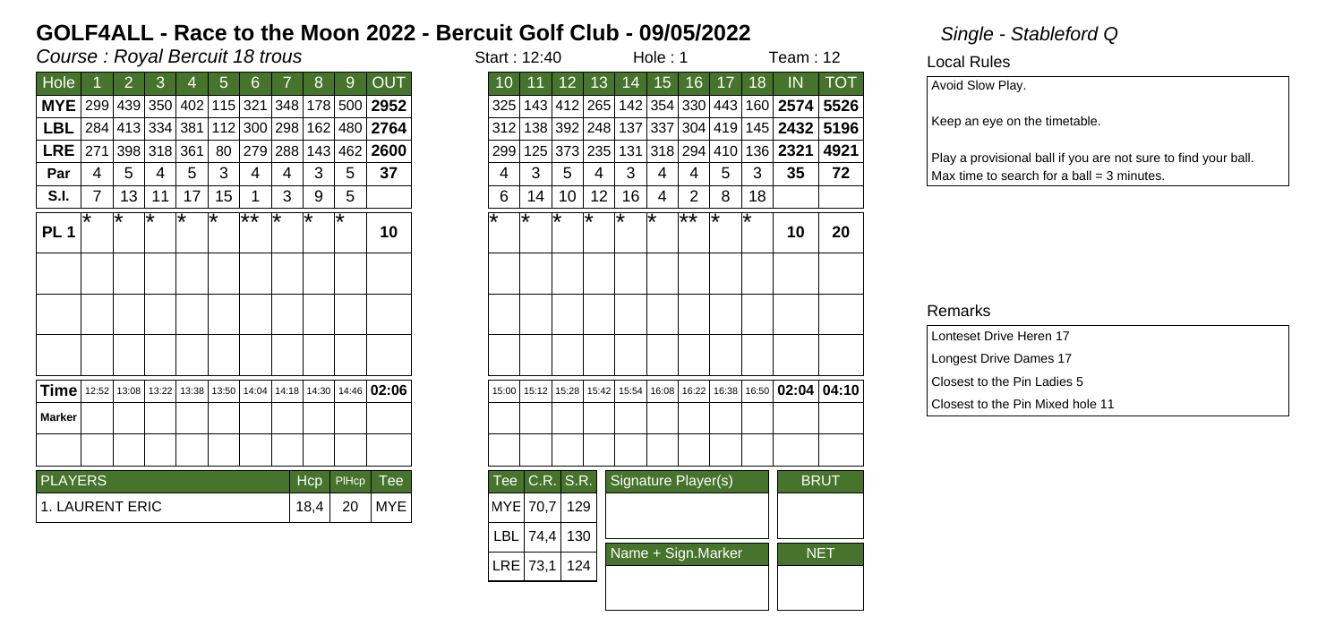# GOLF4ALL - Race to the Moon 2022 - Bercuit Golf Club - 09/05/2022

*Single - Stableford Q*

*Course : Royal Bercuit 18 trous*

Start : 12:40 | Hole : 1 | Team : 12

| Hole | 1 | 2 | 3 | 4 | 5 | 6 | 7 | 8 | 9 | OUT |
|---|---|---|---|---|---|---|---|---|---|---|
| MYE | 299 | 439 | 350 | 402 | 115 | 321 | 348 | 178 | 500 | 2952 |
| LBL | 284 | 413 | 334 | 381 | 112 | 300 | 298 | 162 | 480 | 2764 |
| LRE | 271 | 398 | 318 | 361 | 80 | 279 | 288 | 143 | 462 | 2600 |
| Par | 4 | 5 | 4 | 5 | 3 | 4 | 4 | 3 | 5 | 37 |
| S.I. | 7 | 13 | 11 | 17 | 15 | 1 | 3 | 9 | 5 | |
| PL 1 | * | * | * | * | * | ** | * | * | * | 10 |
| | | | | | | | | | | |
| | | | | | | | | | | |
| | | | | | | | | | | |
| Time | 12:52 | 13:08 | 13:22 | 13:38 | 13:50 | 14:04 | 14:18 | 14:30 | 14:46 | 02:06 |
| Marker | | | | | | | | | | |
| | | | | | | | | | | |

| Hole | 10 | 11 | 12 | 13 | 14 | 15 | 16 | 17 | 18 | IN | TOT |
|---|---|---|---|---|---|---|---|---|---|---|---|
| MYE | 325 | 143 | 412 | 265 | 142 | 354 | 330 | 443 | 160 | 2574 | 5526 |
| LBL | 312 | 138 | 392 | 248 | 137 | 337 | 304 | 419 | 145 | 2432 | 5196 |
| LRE | 299 | 125 | 373 | 235 | 131 | 318 | 294 | 410 | 136 | 2321 | 4921 |
| Par | 4 | 3 | 5 | 4 | 3 | 4 | 4 | 5 | 3 | 35 | 72 |
| S.I. | 6 | 14 | 10 | 12 | 16 | 4 | 2 | 8 | 18 | | |
| PL 1 | * | * | * | * | * | * | ** | * | * | 10 | 20 |
| | | | | | | | | | | | |
| | | | | | | | | | | | |
| | | | | | | | | | | | |
| Time | 15:00 | 15:12 | 15:28 | 15:42 | 15:54 | 16:08 | 16:22 | 16:38 | 16:50 | 02:04 | 04:10 |
| Marker | | | | | | | | | | | |
| | | | | | | | | | | | |

| PLAYERS | Hcp | PlHcp | Tee |
|---|---|---|---|
| 1. LAURENT ERIC | 18,4 | 20 | MYE |

| Tee | C.R. | S.R. |
|---|---|---|
| MYE | 70,7 | 129 |
| LBL | 74,4 | 130 |
| LRE | 73,1 | 124 |

| Signature Player(s) | BRUT |
|---|---|
| | |
| **Name + Sign.Marker** | **NET** |
| | |

## Local Rules

Avoid Slow Play.

Keep an eye on the timetable.

Play a provisional ball if you are not sure to find your ball.
Max time to search for a ball = 3 minutes.

## Remarks

Lonteset Drive Heren 17

Longest Drive Dames 17

Closest to the Pin Ladies 5

Closest to the Pin Mixed hole 11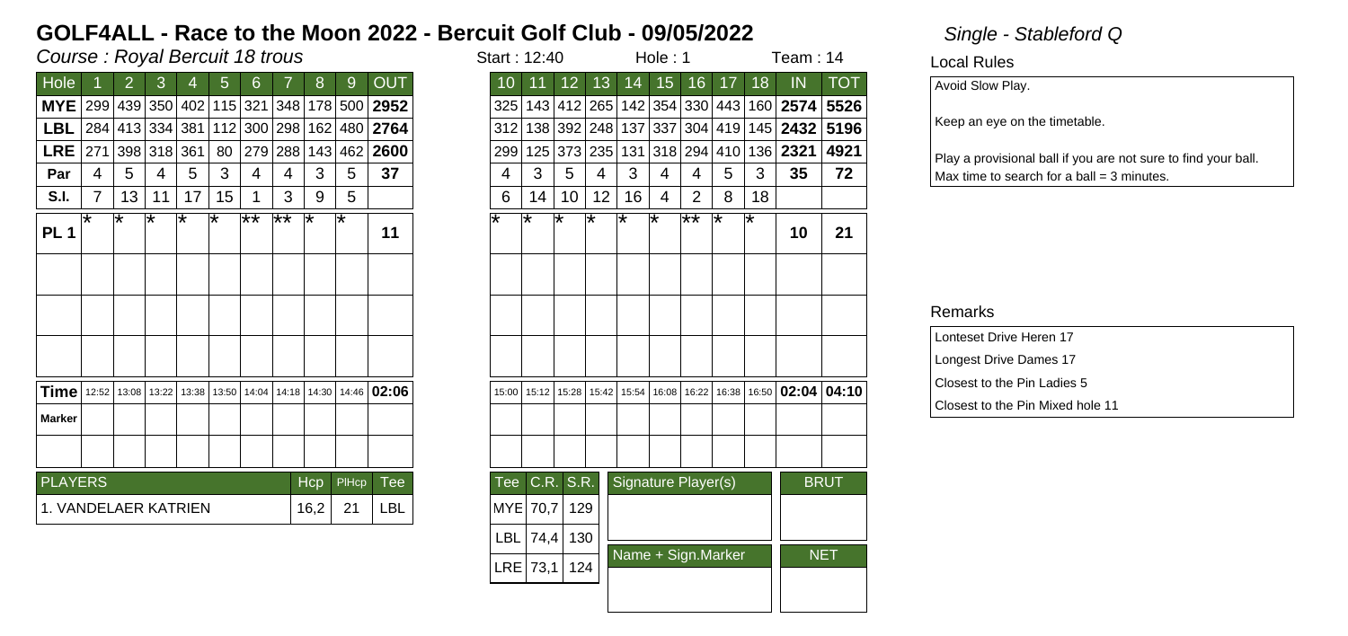# GOLF4ALL - Race to the Moon 2022 - Bercuit Golf Club - 09/05/2022

*Single - Stableford Q*

*Course : Royal Bercuit 18 trous*

Start : 12:40 | Hole : 1 | Team : 14

| Hole | 1 | 2 | 3 | 4 | 5 | 6 | 7 | 8 | 9 | OUT |
|---|---|---|---|---|---|---|---|---|---|---|
| MYE | 299 | 439 | 350 | 402 | 115 | 321 | 348 | 178 | 500 | 2952 |
| LBL | 284 | 413 | 334 | 381 | 112 | 300 | 298 | 162 | 480 | 2764 |
| LRE | 271 | 398 | 318 | 361 | 80 | 279 | 288 | 143 | 462 | 2600 |
| Par | 4 | 5 | 4 | 5 | 3 | 4 | 4 | 3 | 5 | 37 |
| S.I. | 7 | 13 | 11 | 17 | 15 | 1 | 3 | 9 | 5 | |
| PL 1 | * | * | * | * | * | ** | ** | * | * | 11 |
| | | | | | | | | | | |
| | | | | | | | | | | |
| | | | | | | | | | | |
| Time | 12:52 | 13:08 | 13:22 | 13:38 | 13:50 | 14:04 | 14:18 | 14:30 | 14:46 | 02:06 |
| Marker | | | | | | | | | | |
| | | | | | | | | | | |

| Hole | 10 | 11 | 12 | 13 | 14 | 15 | 16 | 17 | 18 | IN | TOT |
|---|---|---|---|---|---|---|---|---|---|---|---|
| MYE | 325 | 143 | 412 | 265 | 142 | 354 | 330 | 443 | 160 | 2574 | 5526 |
| LBL | 312 | 138 | 392 | 248 | 137 | 337 | 304 | 419 | 145 | 2432 | 5196 |
| LRE | 299 | 125 | 373 | 235 | 131 | 318 | 294 | 410 | 136 | 2321 | 4921 |
| Par | 4 | 3 | 5 | 4 | 3 | 4 | 4 | 5 | 3 | 35 | 72 |
| S.I. | 6 | 14 | 10 | 12 | 16 | 4 | 2 | 8 | 18 | | |
| PL 1 | * | * | * | * | * | * | ** | * | * | 10 | 21 |
| | | | | | | | | | | | |
| | | | | | | | | | | | |
| | | | | | | | | | | | |
| Time | 15:00 | 15:12 | 15:28 | 15:42 | 15:54 | 16:08 | 16:22 | 16:38 | 16:50 | 02:04 | 04:10 |
| Marker | | | | | | | | | | | |
| | | | | | | | | | | | |

| PLAYERS | Hcp | PlHcp | Tee |
|---|---|---|---|
| 1. VANDELAER KATRIEN | 16,2 | 21 | LBL |

| Tee | C.R. | S.R. |
|---|---|---|
| MYE | 70,7 | 129 |
| LBL | 74,4 | 130 |
| LRE | 73,1 | 124 |

Signature Player(s)

Name + Sign.Marker

BRUT

NET

## Local Rules

Avoid Slow Play.

Keep an eye on the timetable.

Play a provisional ball if you are not sure to find your ball.
Max time to search for a ball = 3 minutes.

## Remarks

Lonteset Drive Heren 17

Longest Drive Dames 17

Closest to the Pin Ladies 5

Closest to the Pin Mixed hole 11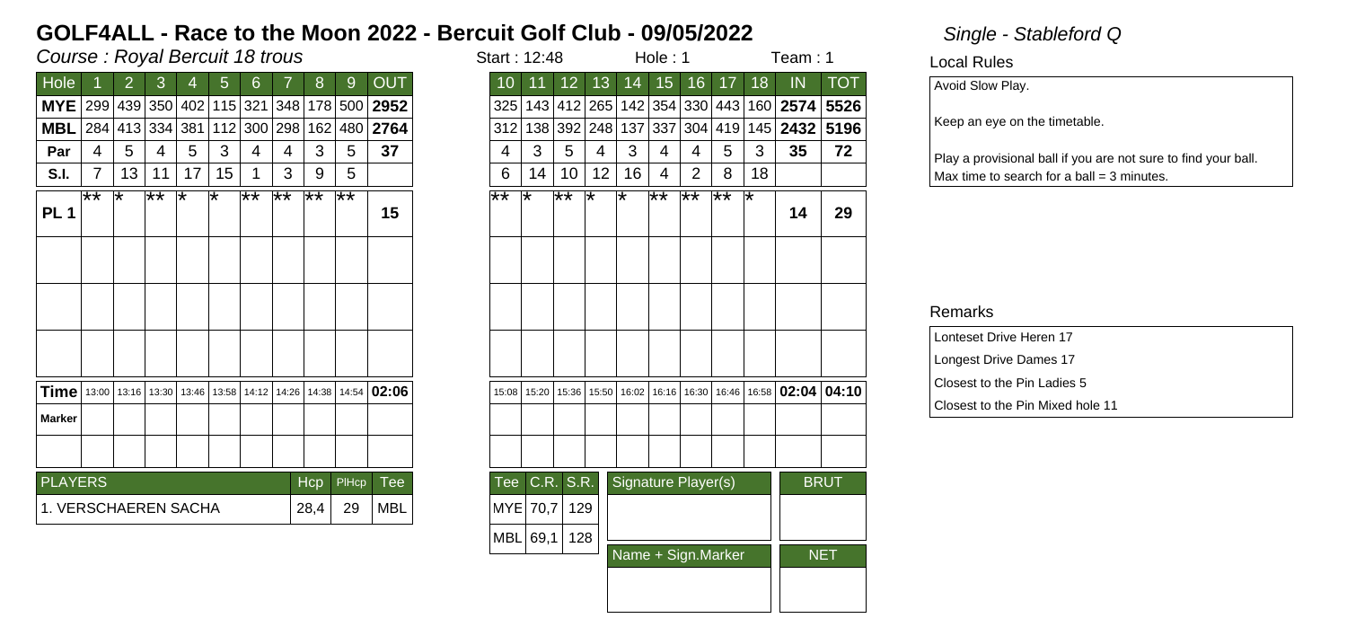# GOLF4ALL - Race to the Moon 2022 - Bercuit Golf Club - 09/05/2022

*Single - Stableford Q*

*Course : Royal Bercuit 18 trous*

Start : 12:48 | Hole : 1 | Team : 1

| Hole | 1 | 2 | 3 | 4 | 5 | 6 | 7 | 8 | 9 | OUT |
|---|---|---|---|---|---|---|---|---|---|---|
| MYE | 299 | 439 | 350 | 402 | 115 | 321 | 348 | 178 | 500 | 2952 |
| MBL | 284 | 413 | 334 | 381 | 112 | 300 | 298 | 162 | 480 | 2764 |
| Par | 4 | 5 | 4 | 5 | 3 | 4 | 4 | 3 | 5 | 37 |
| S.I. | 7 | 13 | 11 | 17 | 15 | 1 | 3 | 9 | 5 | |
| PL 1 | ** | * | ** | * | * | ** | ** | ** | ** | 15 |
| | | | | | | | | | | |
| | | | | | | | | | | |
| | | | | | | | | | | |
| Time | 13:00 | 13:16 | 13:30 | 13:46 | 13:58 | 14:12 | 14:26 | 14:38 | 14:54 | 02:06 |
| Marker | | | | | | | | | | |
| | | | | | | | | | | |

| Hole | 10 | 11 | 12 | 13 | 14 | 15 | 16 | 17 | 18 | IN | TOT |
|---|---|---|---|---|---|---|---|---|---|---|---|
| MYE | 325 | 143 | 412 | 265 | 142 | 354 | 330 | 443 | 160 | 2574 | 5526 |
| MBL | 312 | 138 | 392 | 248 | 137 | 337 | 304 | 419 | 145 | 2432 | 5196 |
| Par | 4 | 3 | 5 | 4 | 3 | 4 | 4 | 5 | 3 | 35 | 72 |
| S.I. | 6 | 14 | 10 | 12 | 16 | 4 | 2 | 8 | 18 | | |
| PL 1 | ** | * | ** | * | * | ** | ** | ** | * | 14 | 29 |
| | | | | | | | | | | | |
| | | | | | | | | | | | |
| | | | | | | | | | | | |
| Time | 15:08 | 15:20 | 15:36 | 15:50 | 16:02 | 16:16 | 16:30 | 16:46 | 16:58 | 02:04 | 04:10 |
| Marker | | | | | | | | | | | |
| | | | | | | | | | | | |

| PLAYERS | Hcp | PlHcp | Tee |
|---|---|---|---|
| 1. VERSCHAEREN SACHA | 28,4 | 29 | MBL |

| Tee | C.R. | S.R. |
|---|---|---|
| MYE | 70,7 | 129 |
| MBL | 69,1 | 128 |

Signature Player(s)

Name + Sign.Marker

BRUT

NET

## Local Rules

Avoid Slow Play.

Keep an eye on the timetable.

Play a provisional ball if you are not sure to find your ball.
Max time to search for a ball = 3 minutes.

## Remarks

Lonteset Drive Heren 17

Longest Drive Dames 17

Closest to the Pin Ladies 5

Closest to the Pin Mixed hole 11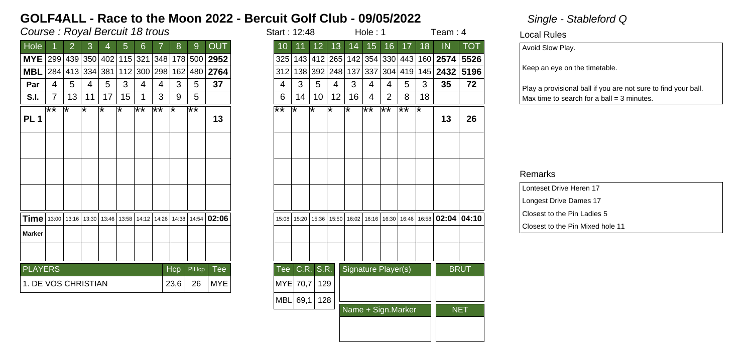# GOLF4ALL - Race to the Moon 2022 - Bercuit Golf Club - 09/05/2022

*Single - Stableford Q*

*Course : Royal Bercuit 18 trous*

Start : 12:48 Hole : 1 Team : 4

| Hole | 1 | 2 | 3 | 4 | 5 | 6 | 7 | 8 | 9 | OUT |
|---|---|---|---|---|---|---|---|---|---|---|
| MYE | 299 | 439 | 350 | 402 | 115 | 321 | 348 | 178 | 500 | 2952 |
| MBL | 284 | 413 | 334 | 381 | 112 | 300 | 298 | 162 | 480 | 2764 |
| Par | 4 | 5 | 4 | 5 | 3 | 4 | 4 | 3 | 5 | 37 |
| S.I. | 7 | 13 | 11 | 17 | 15 | 1 | 3 | 9 | 5 | |
| PL 1 | ** | * | * | * | * | ** | ** | * | ** | 13 |
| | | | | | | | | | | |
| | | | | | | | | | | |
| | | | | | | | | | | |
| Time | 13:00 | 13:16 | 13:30 | 13:46 | 13:58 | 14:12 | 14:26 | 14:38 | 14:54 | 02:06 |
| Marker | | | | | | | | | | |
| | | | | | | | | | | |

| Hole | 10 | 11 | 12 | 13 | 14 | 15 | 16 | 17 | 18 | IN | TOT |
|---|---|---|---|---|---|---|---|---|---|---|---|
| MYE | 325 | 143 | 412 | 265 | 142 | 354 | 330 | 443 | 160 | 2574 | 5526 |
| MBL | 312 | 138 | 392 | 248 | 137 | 337 | 304 | 419 | 145 | 2432 | 5196 |
| Par | 4 | 3 | 5 | 4 | 3 | 4 | 4 | 5 | 3 | 35 | 72 |
| S.I. | 6 | 14 | 10 | 12 | 16 | 4 | 2 | 8 | 18 | | |
| PL 1 | ** | * | * | * | * | ** | ** | ** | * | 13 | 26 |
| | | | | | | | | | | | |
| | | | | | | | | | | | |
| | | | | | | | | | | | |
| Time | 15:08 | 15:20 | 15:36 | 15:50 | 16:02 | 16:16 | 16:30 | 16:46 | 16:58 | 02:04 | 04:10 |
| Marker | | | | | | | | | | | |
| | | | | | | | | | | | |

| PLAYERS | Hcp | PlHcp | Tee |
|---|---|---|---|
| 1. DE VOS CHRISTIAN | 23,6 | 26 | MYE |

| Tee | C.R. | S.R. |
|---|---|---|
| MYE | 70,7 | 129 |
| MBL | 69,1 | 128 |

Signature Player(s) | BRUT

Name + Sign.Marker | NET

## Local Rules

Avoid Slow Play.

Keep an eye on the timetable.

Play a provisional ball if you are not sure to find your ball.
Max time to search for a ball = 3 minutes.

## Remarks

Lonteset Drive Heren 17

Longest Drive Dames 17

Closest to the Pin Ladies 5

Closest to the Pin Mixed hole 11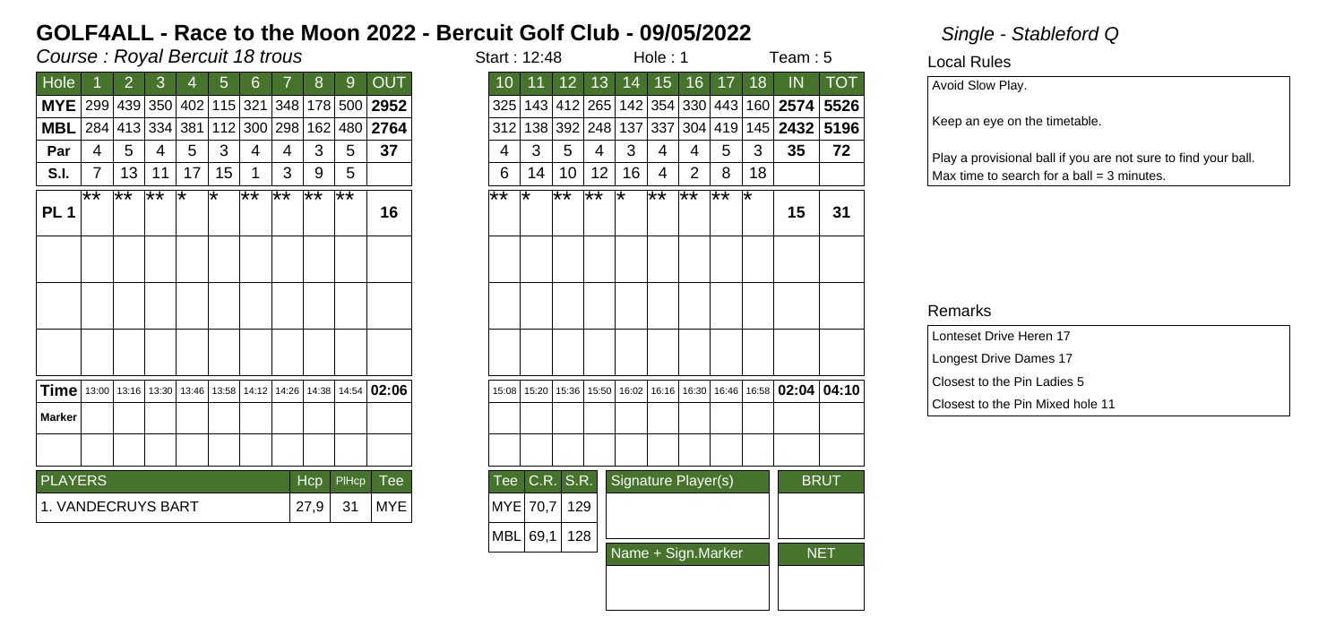# GOLF4ALL - Race to the Moon 2022 - Bercuit Golf Club - 09/05/2022

*Single - Stableford Q*

*Course : Royal Bercuit 18 trous*

Start : 12:48 Hole : 1 Team : 5

| Hole | 1 | 2 | 3 | 4 | 5 | 6 | 7 | 8 | 9 | OUT |
|---|---|---|---|---|---|---|---|---|---|---|
| MYE | 299 | 439 | 350 | 402 | 115 | 321 | 348 | 178 | 500 | 2952 |
| MBL | 284 | 413 | 334 | 381 | 112 | 300 | 298 | 162 | 480 | 2764 |
| Par | 4 | 5 | 4 | 5 | 3 | 4 | 4 | 3 | 5 | 37 |
| S.I. | 7 | 13 | 11 | 17 | 15 | 1 | 3 | 9 | 5 | |
| PL 1 | ** | ** | ** | * | * | ** | ** | ** | ** | 16 |
| | | | | | | | | | | |
| | | | | | | | | | | |
| | | | | | | | | | | |
| Time | 13:00 | 13:16 | 13:30 | 13:46 | 13:58 | 14:12 | 14:26 | 14:38 | 14:54 | 02:06 |
| Marker | | | | | | | | | | |
| | | | | | | | | | | |

| Hole | 10 | 11 | 12 | 13 | 14 | 15 | 16 | 17 | 18 | IN | TOT |
|---|---|---|---|---|---|---|---|---|---|---|---|
| MYE | 325 | 143 | 412 | 265 | 142 | 354 | 330 | 443 | 160 | 2574 | 5526 |
| MBL | 312 | 138 | 392 | 248 | 137 | 337 | 304 | 419 | 145 | 2432 | 5196 |
| Par | 4 | 3 | 5 | 4 | 3 | 4 | 4 | 5 | 3 | 35 | 72 |
| S.I. | 6 | 14 | 10 | 12 | 16 | 4 | 2 | 8 | 18 | | |
| PL 1 | ** | * | ** | ** | * | ** | ** | ** | * | 15 | 31 |
| | | | | | | | | | | | |
| | | | | | | | | | | | |
| | | | | | | | | | | | |
| Time | 15:08 | 15:20 | 15:36 | 15:50 | 16:02 | 16:16 | 16:30 | 16:46 | 16:58 | 02:04 | 04:10 |
| Marker | | | | | | | | | | | |
| | | | | | | | | | | | |

| PLAYERS | Hcp | PlHcp | Tee |
|---|---|---|---|
| 1. VANDECRUYS BART | 27,9 | 31 | MYE |

| Tee | C.R. | S.R. |
|---|---|---|
| MYE | 70,7 | 129 |
| MBL | 69,1 | 128 |

Signature Player(s)

BRUT

Name + Sign.Marker

NET

## Local Rules

Avoid Slow Play.

Keep an eye on the timetable.

Play a provisional ball if you are not sure to find your ball.
Max time to search for a ball = 3 minutes.

## Remarks

Lonteset Drive Heren 17

Longest Drive Dames 17

Closest to the Pin Ladies 5

Closest to the Pin Mixed hole 11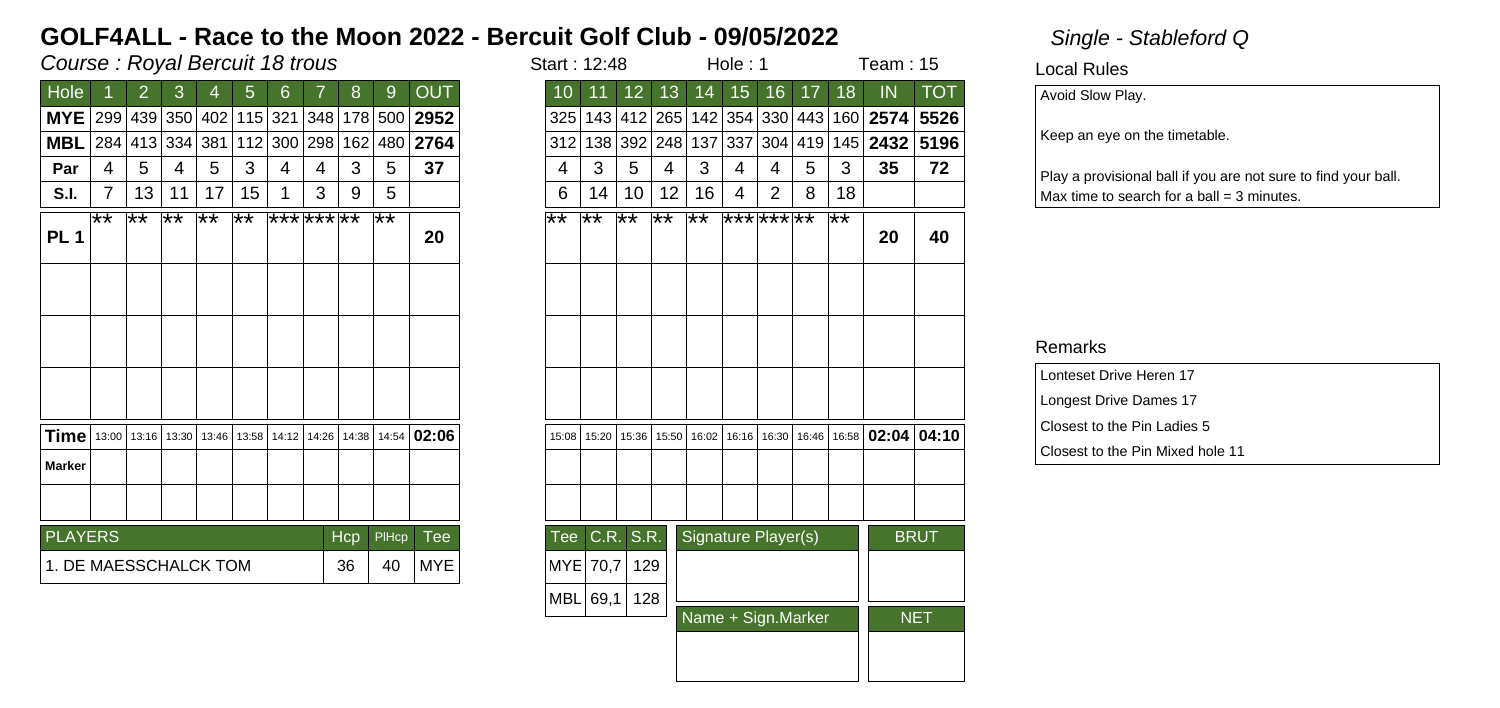# GOLF4ALL - Race to the Moon 2022 - Bercuit Golf Club - 09/05/2022

*Single - Stableford Q*

*Course : Royal Bercuit 18 trous*

Start : 12:48 | Hole : 1 | Team : 15

| Hole | 1 | 2 | 3 | 4 | 5 | 6 | 7 | 8 | 9 | OUT |
|---|---|---|---|---|---|---|---|---|---|---|
| MYE | 299 | 439 | 350 | 402 | 115 | 321 | 348 | 178 | 500 | 2952 |
| MBL | 284 | 413 | 334 | 381 | 112 | 300 | 298 | 162 | 480 | 2764 |
| Par | 4 | 5 | 4 | 5 | 3 | 4 | 4 | 3 | 5 | 37 |
| S.I. | 7 | 13 | 11 | 17 | 15 | 1 | 3 | 9 | 5 | |
| PL 1 | ** | ** | ** | ** | ** | *** | *** | ** | ** | 20 |
| | | | | | | | | | | |
| | | | | | | | | | | |
| | | | | | | | | | | |
| Time | 13:00 | 13:16 | 13:30 | 13:46 | 13:58 | 14:12 | 14:26 | 14:38 | 14:54 | 02:06 |
| Marker | | | | | | | | | | |
| | | | | | | | | | | |

| Hole | 10 | 11 | 12 | 13 | 14 | 15 | 16 | 17 | 18 | IN | TOT |
|---|---|---|---|---|---|---|---|---|---|---|---|
| MYE | 325 | 143 | 412 | 265 | 142 | 354 | 330 | 443 | 160 | 2574 | 5526 |
| MBL | 312 | 138 | 392 | 248 | 137 | 337 | 304 | 419 | 145 | 2432 | 5196 |
| Par | 4 | 3 | 5 | 4 | 3 | 4 | 4 | 5 | 3 | 35 | 72 |
| S.I. | 6 | 14 | 10 | 12 | 16 | 4 | 2 | 8 | 18 | | |
| PL 1 | ** | ** | ** | ** | ** | *** | *** | ** | ** | 20 | 40 |
| | | | | | | | | | | | |
| | | | | | | | | | | | |
| | | | | | | | | | | | |
| Time | 15:08 | 15:20 | 15:36 | 15:50 | 16:02 | 16:16 | 16:30 | 16:46 | 16:58 | 02:04 | 04:10 |
| Marker | | | | | | | | | | | |
| | | | | | | | | | | | |

| PLAYERS | Hcp | PlHcp | Tee |
|---|---|---|---|
| 1. DE MAESSCHALCK TOM | 36 | 40 | MYE |

| Tee | C.R. | S.R. |
|---|---|---|
| MYE | 70,7 | 129 |
| MBL | 69,1 | 128 |

Signature Player(s) | BRUT

Name + Sign.Marker | NET

## Local Rules

Avoid Slow Play.

Keep an eye on the timetable.

Play a provisional ball if you are not sure to find your ball.
Max time to search for a ball = 3 minutes.

## Remarks

Lonteset Drive Heren 17

Longest Drive Dames 17

Closest to the Pin Ladies 5

Closest to the Pin Mixed hole 11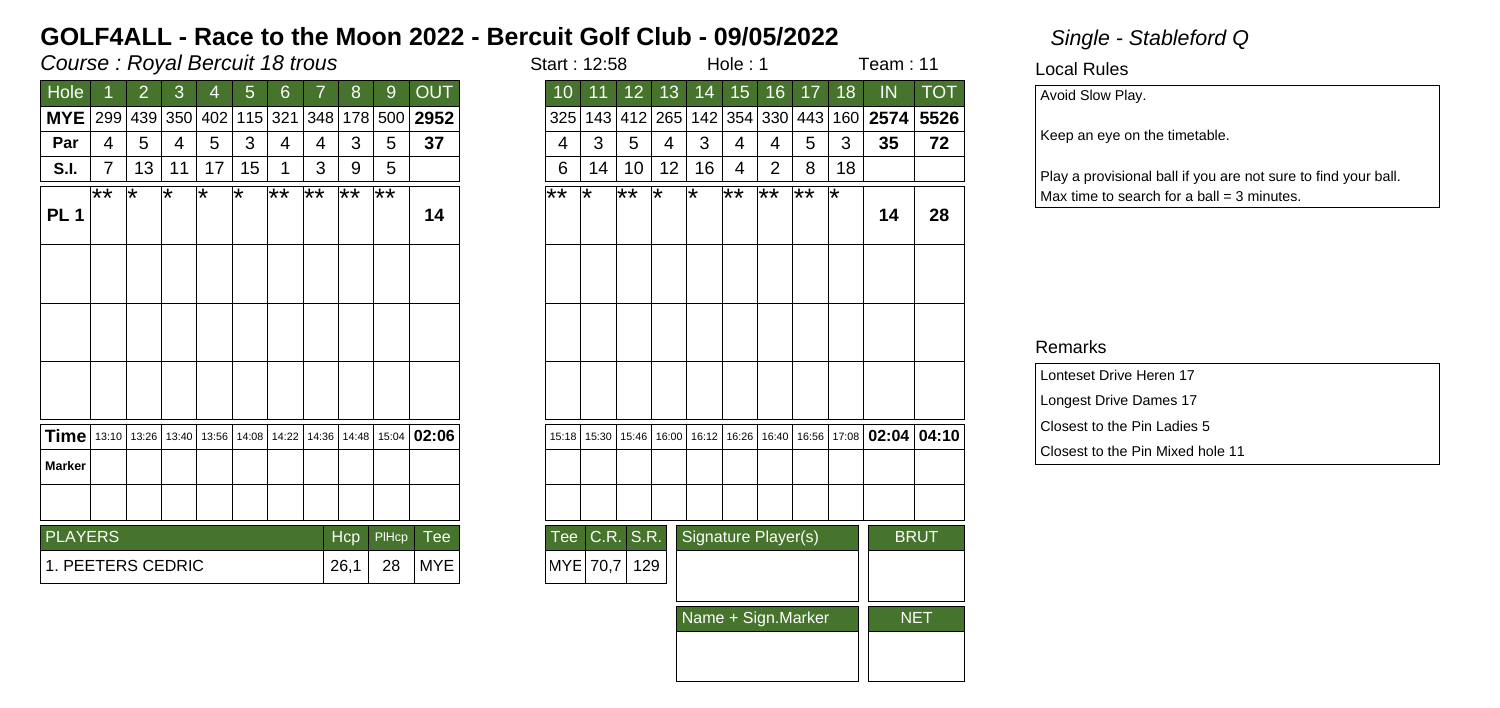# GOLF4ALL - Race to the Moon 2022 - Bercuit Golf Club - 09/05/2022

*Single - Stableford Q*

*Course : Royal Bercuit 18 trous*

Start : 12:58 Hole : 1 Team : 11

| Hole | 1 | 2 | 3 | 4 | 5 | 6 | 7 | 8 | 9 | OUT |
|---|---|---|---|---|---|---|---|---|---|---|
| MYE | 299 | 439 | 350 | 402 | 115 | 321 | 348 | 178 | 500 | 2952 |
| Par | 4 | 5 | 4 | 5 | 3 | 4 | 4 | 3 | 5 | 37 |
| S.I. | 7 | 13 | 11 | 17 | 15 | 1 | 3 | 9 | 5 | |
| PL 1 | ** | * | * | * | * | ** | ** | ** | ** | 14 |
| | | | | | | | | | | |
| | | | | | | | | | | |
| | | | | | | | | | | |
| Time | 13:10 | 13:26 | 13:40 | 13:56 | 14:08 | 14:22 | 14:36 | 14:48 | 15:04 | 02:06 |
| Marker | | | | | | | | | | |
| | | | | | | | | | | |

| Hole | 10 | 11 | 12 | 13 | 14 | 15 | 16 | 17 | 18 | IN | TOT |
|---|---|---|---|---|---|---|---|---|---|---|---|
| MYE | 325 | 143 | 412 | 265 | 142 | 354 | 330 | 443 | 160 | 2574 | 5526 |
| Par | 4 | 3 | 5 | 4 | 3 | 4 | 4 | 5 | 3 | 35 | 72 |
| S.I. | 6 | 14 | 10 | 12 | 16 | 4 | 2 | 8 | 18 | | |
| PL 1 | ** | * | ** | * | * | ** | ** | ** | * | 14 | 28 |
| | | | | | | | | | | | |
| | | | | | | | | | | | |
| | | | | | | | | | | | |
| Time | 15:18 | 15:30 | 15:46 | 16:00 | 16:12 | 16:26 | 16:40 | 16:56 | 17:08 | 02:04 | 04:10 |
| Marker | | | | | | | | | | | |
| | | | | | | | | | | | |

| PLAYERS | Hcp | PlHcp | Tee | C.R. | S.R. | Signature Player(s) | BRUT |
|---|---|---|---|---|---|---|---|
| 1. PEETERS CEDRIC | 26,1 | 28 | MYE | 70,7 | 129 | | |

| Name + Sign.Marker | NET |
|---|---|
| | |

## Local Rules

Avoid Slow Play.

Keep an eye on the timetable.

Play a provisional ball if you are not sure to find your ball.
Max time to search for a ball = 3 minutes.

## Remarks

Lonteset Drive Heren 17
Longest Drive Dames 17
Closest to the Pin Ladies 5
Closest to the Pin Mixed hole 11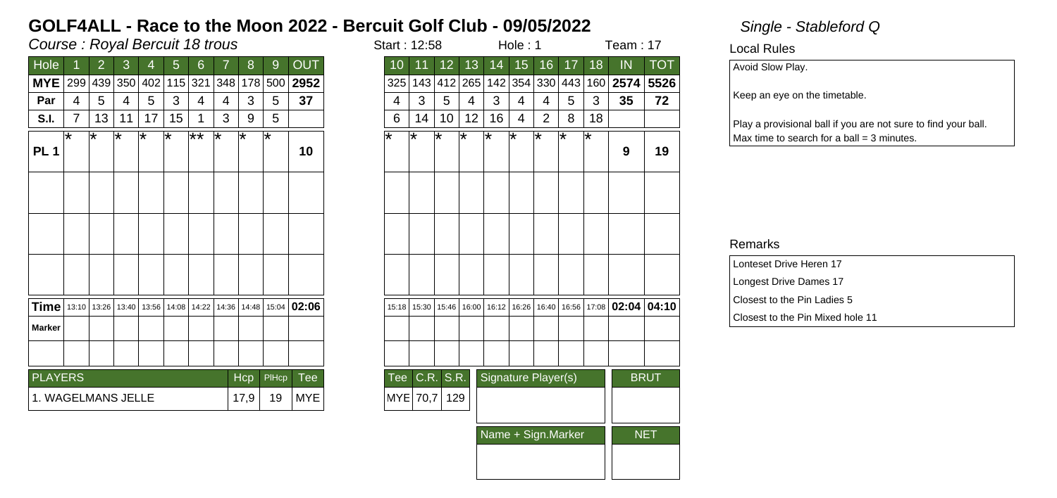# GOLF4ALL - Race to the Moon 2022 - Bercuit Golf Club - 09/05/2022

*Single - Stableford Q*

*Course : Royal Bercuit 18 trous*

Start : 12:58 | Hole : 1 | Team : 17

| Hole | 1 | 2 | 3 | 4 | 5 | 6 | 7 | 8 | 9 | OUT |
|---|---|---|---|---|---|---|---|---|---|---|
| **MYE** | 299 | 439 | 350 | 402 | 115 | 321 | 348 | 178 | 500 | **2952** |
| **Par** | 4 | 5 | 4 | 5 | 3 | 4 | 4 | 3 | 5 | **37** |
| **S.I.** | 7 | 13 | 11 | 17 | 15 | 1 | 3 | 9 | 5 | |
| **PL 1** | * | * | * | * | * | ** | * | * | * | **10** |
| | | | | | | | | | | |
| | | | | | | | | | | |
| | | | | | | | | | | |
| **Time** | 13:10 | 13:26 | 13:40 | 13:56 | 14:08 | 14:22 | 14:36 | 14:48 | 15:04 | **02:06** |
| **Marker** | | | | | | | | | | |
| | | | | | | | | | | |

| Hole | 10 | 11 | 12 | 13 | 14 | 15 | 16 | 17 | 18 | IN | TOT |
|---|---|---|---|---|---|---|---|---|---|---|---|
| **MYE** | 325 | 143 | 412 | 265 | 142 | 354 | 330 | 443 | 160 | **2574** | **5526** |
| **Par** | 4 | 3 | 5 | 4 | 3 | 4 | 4 | 5 | 3 | **35** | **72** |
| **S.I.** | 6 | 14 | 10 | 12 | 16 | 4 | 2 | 8 | 18 | | |
| **PL 1** | * | * | * | * | * | * | * | * | * | **9** | **19** |
| | | | | | | | | | | | |
| | | | | | | | | | | | |
| | | | | | | | | | | | |
| **Time** | 15:18 | 15:30 | 15:46 | 16:00 | 16:12 | 16:26 | 16:40 | 16:56 | 17:08 | **02:04** | **04:10** |
| **Marker** | | | | | | | | | | | |
| | | | | | | | | | | | |

| PLAYERS | Hcp | PlHcp | Tee |
|---|---|---|---|
| 1. WAGELMANS JELLE | 17,9 | 19 | MYE |

| Tee | C.R. | S.R. | Signature Player(s) | BRUT |
|---|---|---|---|---|
| MYE | 70,7 | 129 | | |
| | | | **Name + Sign.Marker** | **NET** |
| | | | | |

## Local Rules

Avoid Slow Play.

Keep an eye on the timetable.

Play a provisional ball if you are not sure to find your ball.
Max time to search for a ball = 3 minutes.

## Remarks

Lonteset Drive Heren 17
Longest Drive Dames 17
Closest to the Pin Ladies 5
Closest to the Pin Mixed hole 11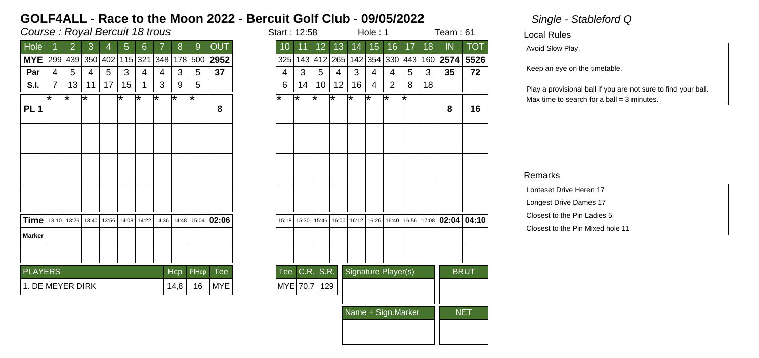# GOLF4ALL - Race to the Moon 2022 - Bercuit Golf Club - 09/05/2022

*Single - Stableford Q*

*Course : Royal Bercuit 18 trous*

Start : 12:58 Hole : 1 Team : 61

| Hole | 1 | 2 | 3 | 4 | 5 | 6 | 7 | 8 | 9 | OUT |
|---|---|---|---|---|---|---|---|---|---|---|
| MYE | 299 | 439 | 350 | 402 | 115 | 321 | 348 | 178 | 500 | 2952 |
| Par | 4 | 5 | 4 | 5 | 3 | 4 | 4 | 3 | 5 | 37 |
| S.I. | 7 | 13 | 11 | 17 | 15 | 1 | 3 | 9 | 5 | |
| PL 1 | * | * | * | | * | * | * | * | * | 8 |
| | | | | | | | | | | |
| | | | | | | | | | | |
| | | | | | | | | | | |
| Time | 13:10 | 13:26 | 13:40 | 13:56 | 14:08 | 14:22 | 14:36 | 14:48 | 15:04 | 02:06 |
| Marker | | | | | | | | | | |
| | | | | | | | | | | |

| Hole | 10 | 11 | 12 | 13 | 14 | 15 | 16 | 17 | 18 | IN | TOT |
|---|---|---|---|---|---|---|---|---|---|---|---|
| MYE | 325 | 143 | 412 | 265 | 142 | 354 | 330 | 443 | 160 | 2574 | 5526 |
| Par | 4 | 3 | 5 | 4 | 3 | 4 | 4 | 5 | 3 | 35 | 72 |
| S.I. | 6 | 14 | 10 | 12 | 16 | 4 | 2 | 8 | 18 | | |
| PL 1 | * | * | * | * | * | * | * | * | | 8 | 16 |
| | | | | | | | | | | | |
| | | | | | | | | | | | |
| | | | | | | | | | | | |
| Time | 15:18 | 15:30 | 15:46 | 16:00 | 16:12 | 16:26 | 16:40 | 16:56 | 17:08 | 02:04 | 04:10 |
| Marker | | | | | | | | | | | |
| | | | | | | | | | | | |

| PLAYERS | Hcp | PlHcp | Tee |
|---|---|---|---|
| 1. DE MEYER DIRK | 14,8 | 16 | MYE |

| Tee | C.R. | S.R. | Signature Player(s) | BRUT |
|---|---|---|---|---|
| MYE | 70,7 | 129 | | |
| | | | Name + Sign.Marker | NET |
| | | | | |

**Local Rules**

Avoid Slow Play.

Keep an eye on the timetable.

Play a provisional ball if you are not sure to find your ball.
Max time to search for a ball = 3 minutes.

**Remarks**

Lonteset Drive Heren 17
Longest Drive Dames 17
Closest to the Pin Ladies 5
Closest to the Pin Mixed hole 11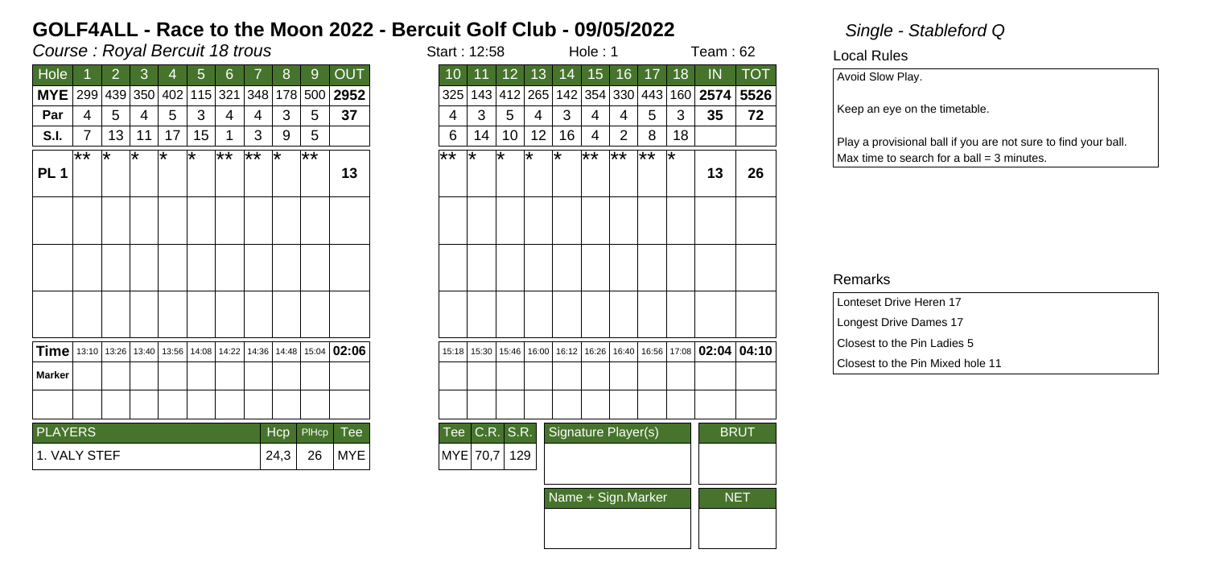# GOLF4ALL - Race to the Moon 2022 - Bercuit Golf Club - 09/05/2022

*Single - Stableford Q*

*Course : Royal Bercuit 18 trous*

Start : 12:58 | Hole : 1 | Team : 62

| Hole | 1 | 2 | 3 | 4 | 5 | 6 | 7 | 8 | 9 | OUT |
|---|---|---|---|---|---|---|---|---|---|---|
| **MYE** | 299 | 439 | 350 | 402 | 115 | 321 | 348 | 178 | 500 | **2952** |
| **Par** | 4 | 5 | 4 | 5 | 3 | 4 | 4 | 3 | 5 | **37** |
| **S.I.** | 7 | 13 | 11 | 17 | 15 | 1 | 3 | 9 | 5 | |
| **PL 1** | ** | * | * | * | * | ** | ** | * | ** | **13** |
| | | | | | | | | | | |
| | | | | | | | | | | |
| | | | | | | | | | | |
| **Time** | 13:10 | 13:26 | 13:40 | 13:56 | 14:08 | 14:22 | 14:36 | 14:48 | 15:04 | **02:06** |
| **Marker** | | | | | | | | | | |
| | | | | | | | | | | |

| 10 | 11 | 12 | 13 | 14 | 15 | 16 | 17 | 18 | IN | TOT |
|---|---|---|---|---|---|---|---|---|---|---|
| 325 | 143 | 412 | 265 | 142 | 354 | 330 | 443 | 160 | **2574** | **5526** |
| 4 | 3 | 5 | 4 | 3 | 4 | 4 | 5 | 3 | **35** | **72** |
| 6 | 14 | 10 | 12 | 16 | 4 | 2 | 8 | 18 | | |
| ** | * | * | * | * | ** | ** | ** | * | **13** | **26** |
| | | | | | | | | | | |
| | | | | | | | | | | |
| | | | | | | | | | | |
| 15:18 | 15:30 | 15:46 | 16:00 | 16:12 | 16:26 | 16:40 | 16:56 | 17:08 | **02:04** | **04:10** |
| | | | | | | | | | | |
| | | | | | | | | | | |

| PLAYERS | Hcp | PlHcp | Tee |
|---|---|---|---|
| 1. VALY STEF | 24,3 | 26 | MYE |

| Tee | C.R. | S.R. | Signature Player(s) | BRUT |
|---|---|---|---|---|
| MYE | 70,7 | 129 | | |

| Name + Sign.Marker | NET |
|---|---|
| | |

### Local Rules

Avoid Slow Play.

Keep an eye on the timetable.

Play a provisional ball if you are not sure to find your ball.
Max time to search for a ball = 3 minutes.

### Remarks

Lonteset Drive Heren 17

Longest Drive Dames 17

Closest to the Pin Ladies 5

Closest to the Pin Mixed hole 11